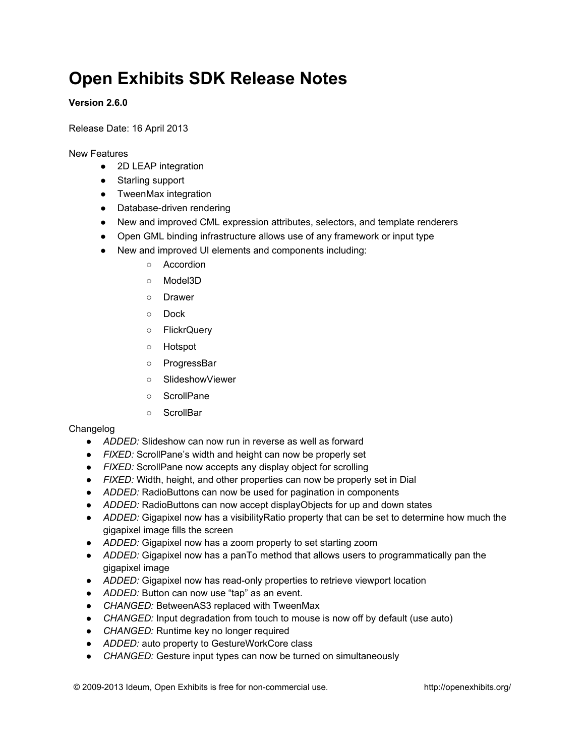# Open Exhibits SDK Release Notes

**Version 2.6.0**

Release Date: 16 April 2013

New Features

- 2D LEAP integration
- Starling support
- TweenMax integration
- Database-driven rendering
- New and improved CML expression attributes, selectors, and template renderers
- Open GML binding infrastructure allows use of any framework or input type
- New and improved UI elements and components including:
    - Accordion
    - Model3D
    - Drawer
    - Dock
    - FlickrQuery
    - Hotspot
    - ProgressBar
    - SlideshowViewer
    - ScrollPane
    - ScrollBar

Changelog

- *ADDED:* Slideshow can now run in reverse as well as forward
- *FIXED:* ScrollPane's width and height can now be properly set
- *FIXED:* ScrollPane now accepts any display object for scrolling
- *FIXED:* Width, height, and other properties can now be properly set in Dial
- *ADDED:* RadioButtons can now be used for pagination in components
- *ADDED:* RadioButtons can now accept displayObjects for up and down states
- *ADDED:* Gigapixel now has a visibilityRatio property that can be set to determine how much the gigapixel image fills the screen
- *ADDED:* Gigapixel now has a zoom property to set starting zoom
- *ADDED:* Gigapixel now has a panTo method that allows users to programmatically pan the gigapixel image
- *ADDED:* Gigapixel now has read-only properties to retrieve viewport location
- *ADDED:* Button can now use "tap" as an event.
- *CHANGED:* BetweenAS3 replaced with TweenMax
- *CHANGED:* Input degradation from touch to mouse is now off by default (use auto)
- *CHANGED:* Runtime key no longer required
- *ADDED:* auto property to GestureWorkCore class
- *CHANGED:* Gesture input types can now be turned on simultaneously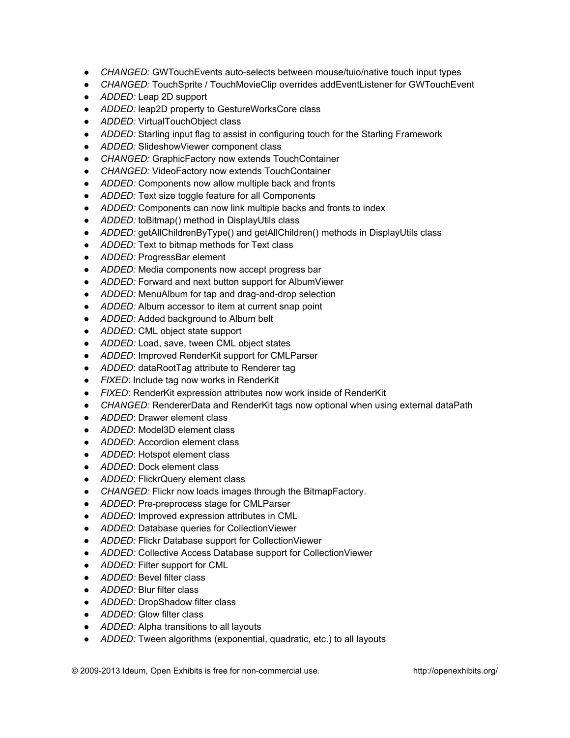- *CHANGED:* GWTouchEvents auto-selects between mouse/tuio/native touch input types
- *CHANGED:* TouchSprite / TouchMovieClip overrides addEventListener for GWTouchEvent
- *ADDED:* Leap 2D support
- *ADDED:* leap2D property to GestureWorksCore class
- *ADDED:* VirtualTouchObject class
- *ADDED:* Starling input flag to assist in configuring touch for the Starling Framework
- *ADDED:* SlideshowViewer component class
- *CHANGED:* GraphicFactory now extends TouchContainer
- *CHANGED:* VideoFactory now extends TouchContainer
- *ADDED:* Components now allow multiple back and fronts
- *ADDED:* Text size toggle feature for all Components
- *ADDED:* Components can now link multiple backs and fronts to index
- *ADDED:* toBitmap() method in DisplayUtils class
- *ADDED:* getAllChildrenByType() and getAllChildren() methods in DisplayUtils class
- *ADDED:* Text to bitmap methods for Text class
- *ADDED:* ProgressBar element
- *ADDED:* Media components now accept progress bar
- *ADDED:* Forward and next button support for AlbumViewer
- *ADDED:* MenuAlbum for tap and drag-and-drop selection
- *ADDED:* Album accessor to item at current snap point
- *ADDED:* Added background to Album belt
- *ADDED:* CML object state support
- *ADDED:* Load, save, tween CML object states
- *ADDED*: Improved RenderKit support for CMLParser
- *ADDED*: dataRootTag attribute to Renderer tag
- *FIXED*: Include tag now works in RenderKit
- *FIXED*: RenderKit expression attributes now work inside of RenderKit
- *CHANGED:* RendererData and RenderKit tags now optional when using external dataPath
- *ADDED*: Drawer element class
- *ADDED*: Model3D element class
- *ADDED*: Accordion element class
- *ADDED*: Hotspot element class
- *ADDED*: Dock element class
- *ADDED*: FlickrQuery element class
- *CHANGED:* Flickr now loads images through the BitmapFactory.
- *ADDED*: Pre-preprocess stage for CMLParser
- *ADDED*: Improved expression attributes in CML
- *ADDED*: Database queries for CollectionViewer
- *ADDED:* Flickr Database support for CollectionViewer
- *ADDED:* Collective Access Database support for CollectionViewer
- *ADDED:* Filter support for CML
- *ADDED:* Bevel filter class
- *ADDED:* Blur filter class
- *ADDED:* DropShadow filter class
- *ADDED:* Glow filter class
- *ADDED:* Alpha transitions to all layouts
- *ADDED:* Tween algorithms (exponential, quadratic, etc.) to all layouts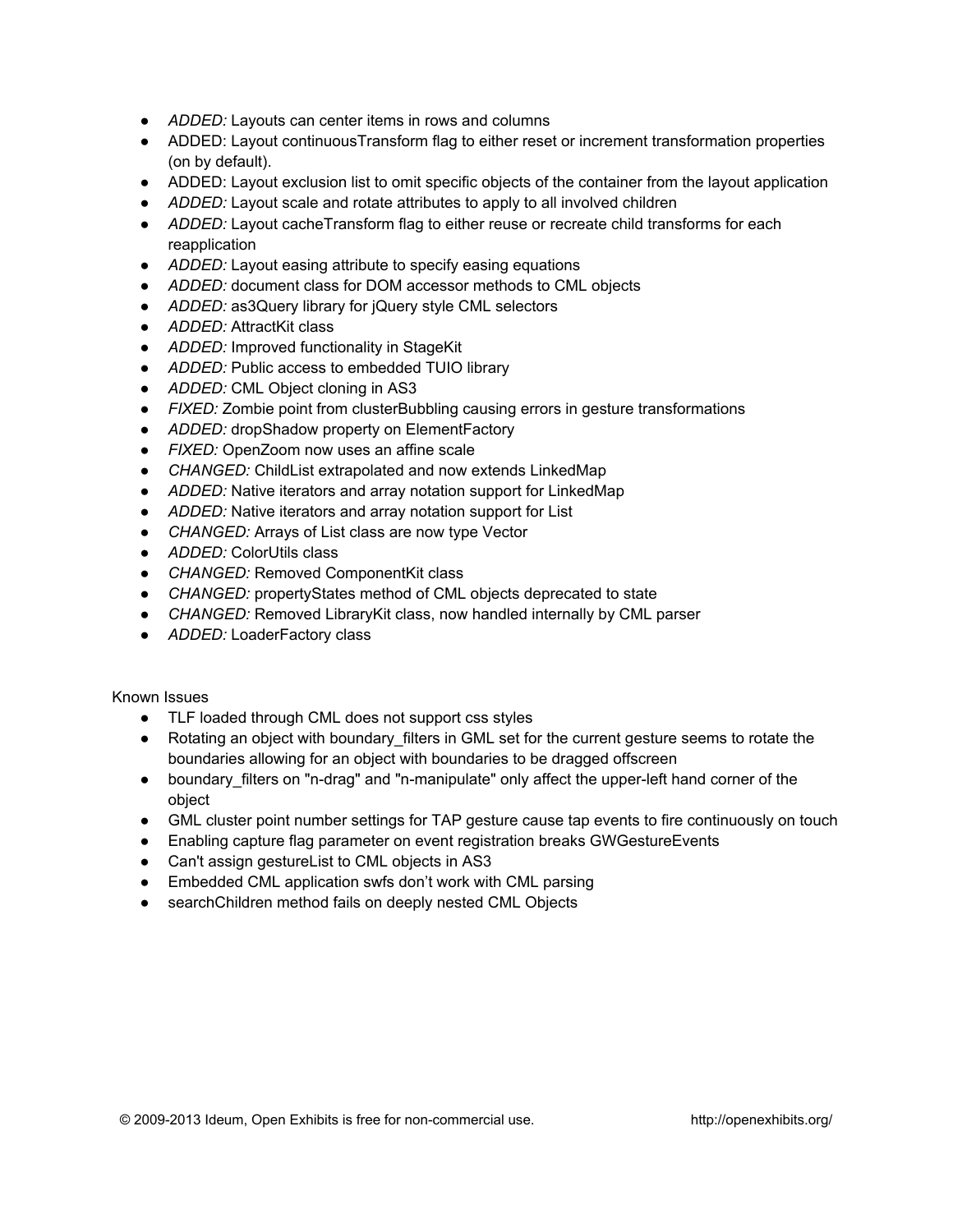- *ADDED:* Layouts can center items in rows and columns
- ADDED: Layout continuousTransform flag to either reset or increment transformation properties (on by default).
- ADDED: Layout exclusion list to omit specific objects of the container from the layout application
- *ADDED:* Layout scale and rotate attributes to apply to all involved children
- *ADDED:* Layout cacheTransform flag to either reuse or recreate child transforms for each reapplication
- *ADDED:* Layout easing attribute to specify easing equations
- *ADDED:* document class for DOM accessor methods to CML objects
- *ADDED:* as3Query library for jQuery style CML selectors
- *ADDED:* AttractKit class
- *ADDED:* Improved functionality in StageKit
- *ADDED:* Public access to embedded TUIO library
- *ADDED:* CML Object cloning in AS3
- *FIXED:* Zombie point from clusterBubbling causing errors in gesture transformations
- *ADDED:* dropShadow property on ElementFactory
- *FIXED:* OpenZoom now uses an affine scale
- *CHANGED:* ChildList extrapolated and now extends LinkedMap
- *ADDED:* Native iterators and array notation support for LinkedMap
- *ADDED:* Native iterators and array notation support for List
- *CHANGED:* Arrays of List class are now type Vector
- *ADDED:* ColorUtils class
- *CHANGED:* Removed ComponentKit class
- *CHANGED:* propertyStates method of CML objects deprecated to state
- *CHANGED:* Removed LibraryKit class, now handled internally by CML parser
- *ADDED:* LoaderFactory class

Known Issues

- TLF loaded through CML does not support css styles
- Rotating an object with boundary_filters in GML set for the current gesture seems to rotate the boundaries allowing for an object with boundaries to be dragged offscreen
- boundary_filters on "n-drag" and "n-manipulate" only affect the upper-left hand corner of the object
- GML cluster point number settings for TAP gesture cause tap events to fire continuously on touch
- Enabling capture flag parameter on event registration breaks GWGestureEvents
- Can't assign gestureList to CML objects in AS3
- Embedded CML application swfs don't work with CML parsing
- searchChildren method fails on deeply nested CML Objects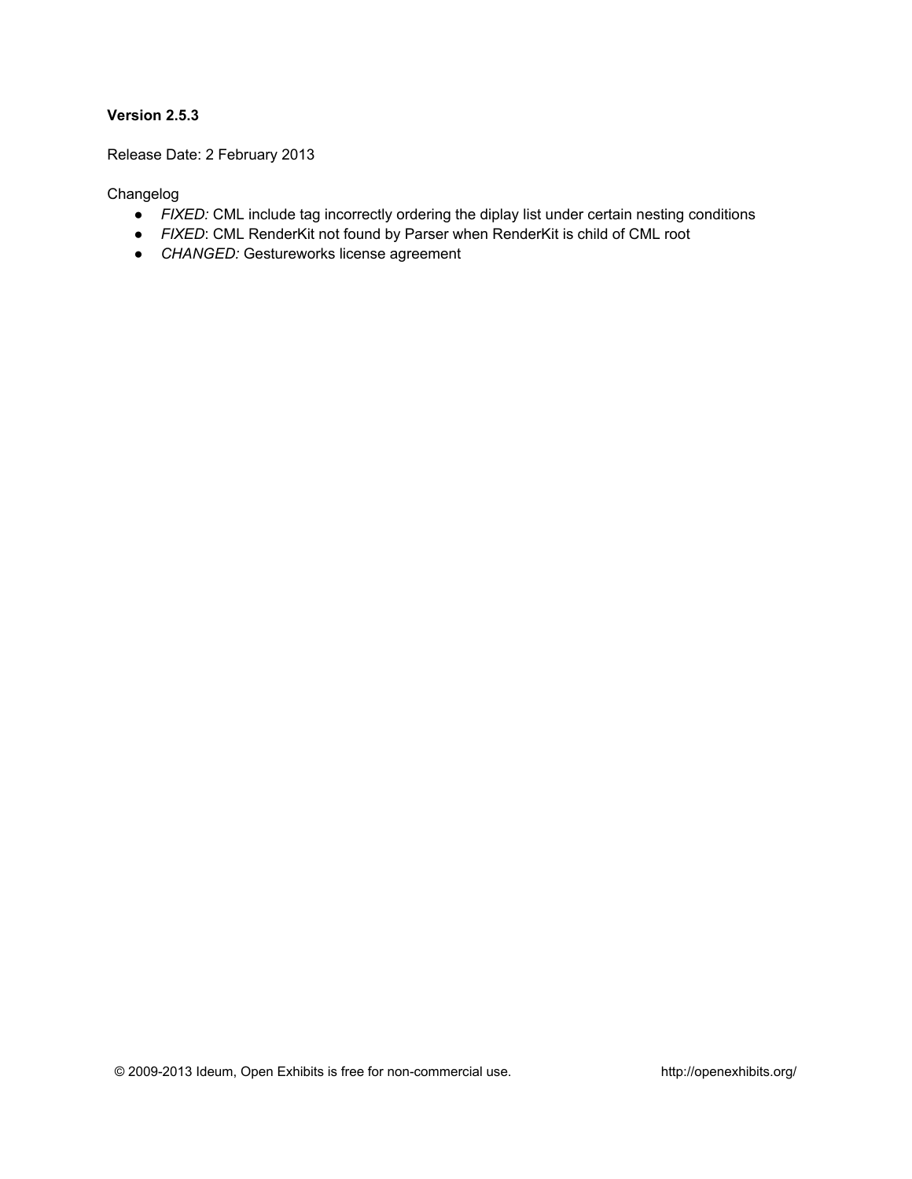**Version 2.5.3**

Release Date: 2 February 2013

Changelog

- *FIXED:* CML include tag incorrectly ordering the diplay list under certain nesting conditions
- *FIXED*: CML RenderKit not found by Parser when RenderKit is child of CML root
- *CHANGED:* Gestureworks license agreement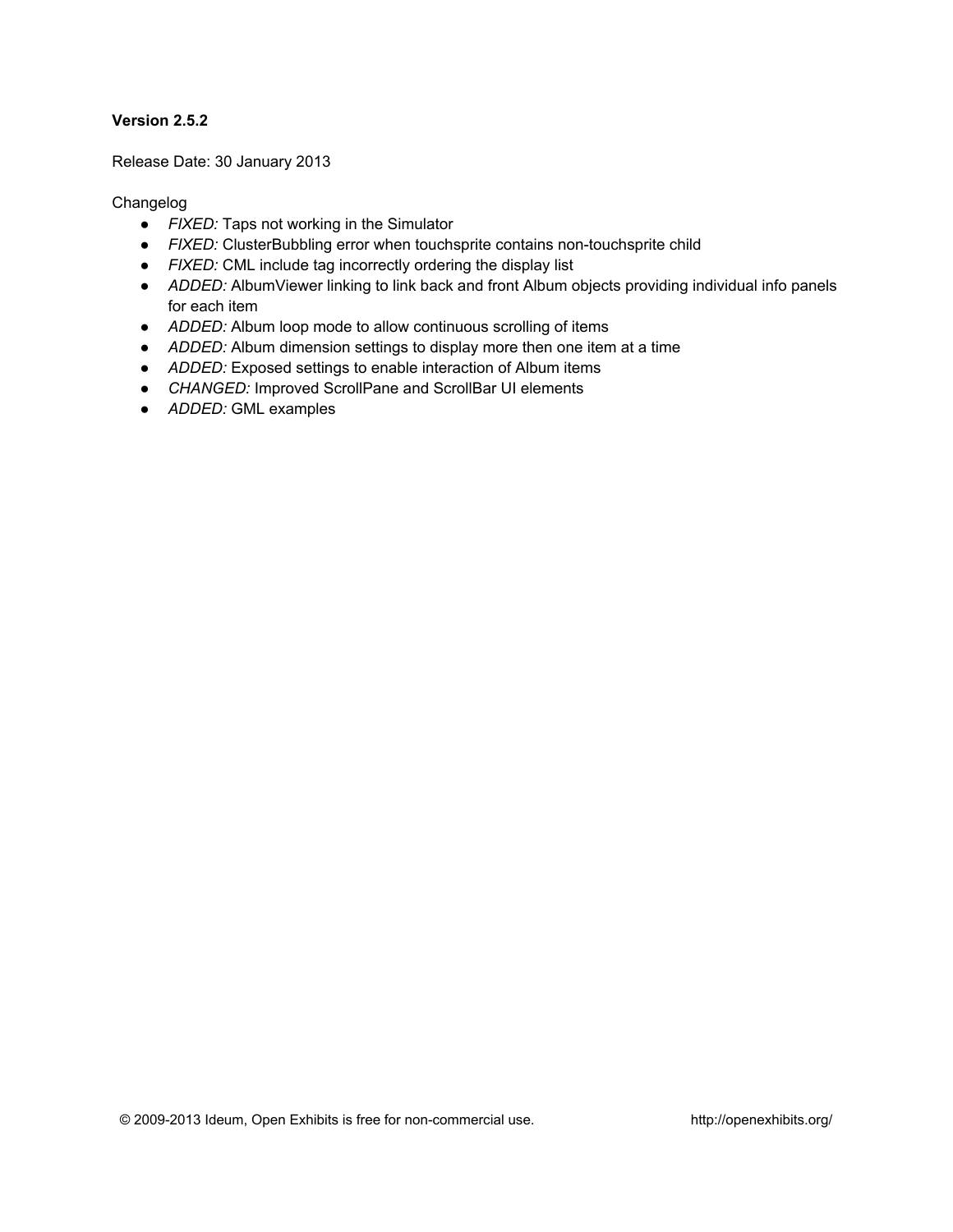**Version 2.5.2**

Release Date: 30 January 2013

Changelog

- *FIXED:* Taps not working in the Simulator
- *FIXED:* ClusterBubbling error when touchsprite contains non-touchsprite child
- *FIXED:* CML include tag incorrectly ordering the display list
- *ADDED:* AlbumViewer linking to link back and front Album objects providing individual info panels for each item
- *ADDED:* Album loop mode to allow continuous scrolling of items
- *ADDED:* Album dimension settings to display more then one item at a time
- *ADDED:* Exposed settings to enable interaction of Album items
- *CHANGED:* Improved ScrollPane and ScrollBar UI elements
- *ADDED:* GML examples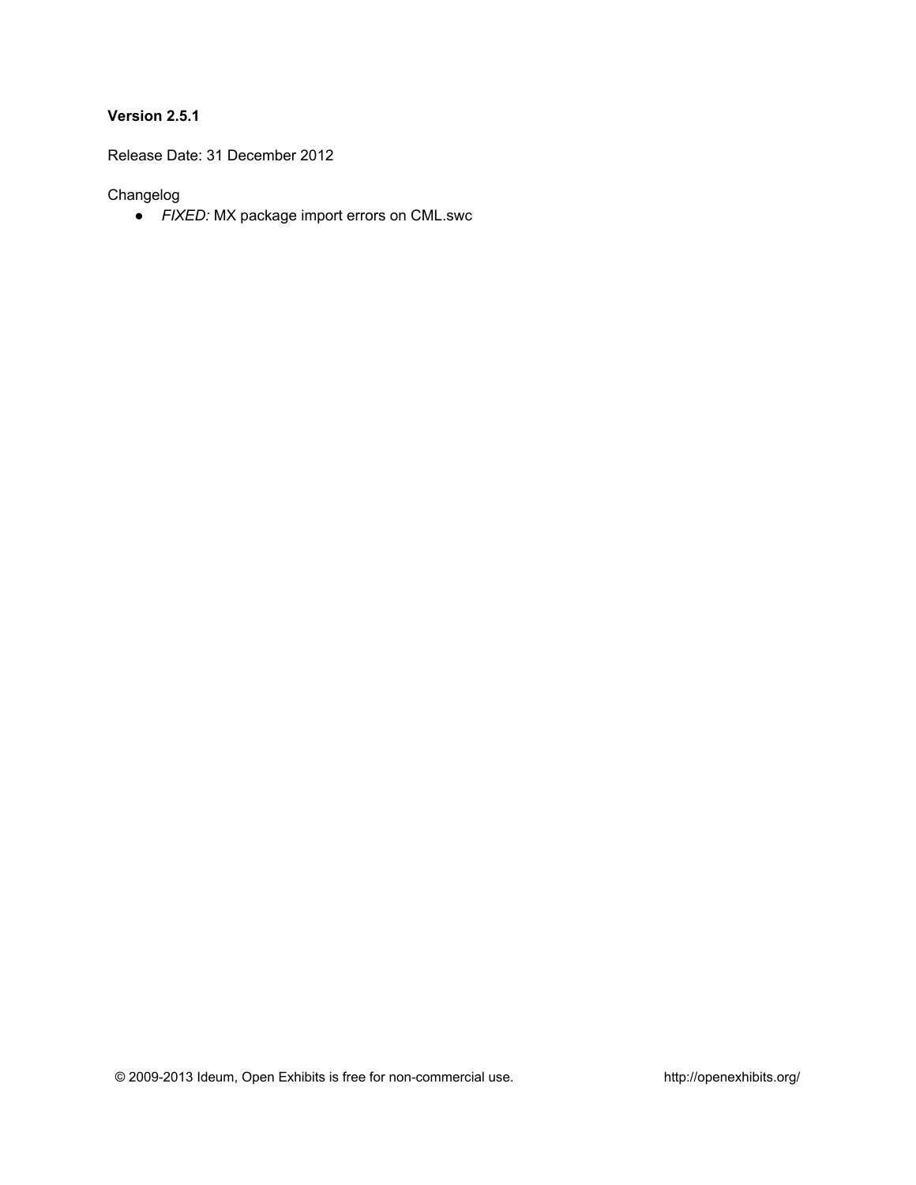**Version 2.5.1**

Release Date: 31 December 2012

Changelog

- *FIXED:* MX package import errors on CML.swc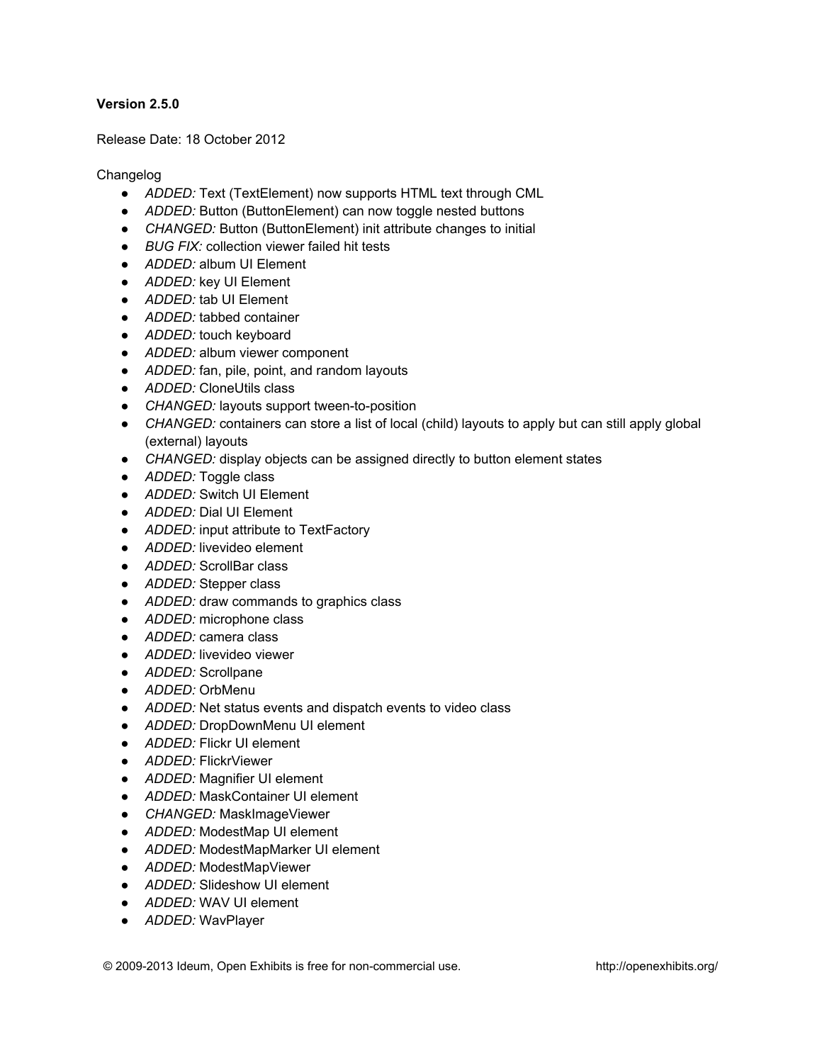**Version 2.5.0**

Release Date: 18 October 2012

Changelog

- *ADDED:* Text (TextElement) now supports HTML text through CML
- *ADDED:* Button (ButtonElement) can now toggle nested buttons
- *CHANGED:* Button (ButtonElement) init attribute changes to initial
- *BUG FIX:* collection viewer failed hit tests
- *ADDED:* album UI Element
- *ADDED:* key UI Element
- *ADDED:* tab UI Element
- *ADDED:* tabbed container
- *ADDED:* touch keyboard
- *ADDED:* album viewer component
- *ADDED:* fan, pile, point, and random layouts
- *ADDED:* CloneUtils class
- *CHANGED:* layouts support tween-to-position
- *CHANGED:* containers can store a list of local (child) layouts to apply but can still apply global (external) layouts
- *CHANGED:* display objects can be assigned directly to button element states
- *ADDED:* Toggle class
- *ADDED:* Switch UI Element
- *ADDED:* Dial UI Element
- *ADDED:* input attribute to TextFactory
- *ADDED:* livevideo element
- *ADDED:* ScrollBar class
- *ADDED:* Stepper class
- *ADDED:* draw commands to graphics class
- *ADDED:* microphone class
- *ADDED:* camera class
- *ADDED:* livevideo viewer
- *ADDED:* Scrollpane
- *ADDED:* OrbMenu
- *ADDED:* Net status events and dispatch events to video class
- *ADDED:* DropDownMenu UI element
- *ADDED:* Flickr UI element
- *ADDED:* FlickrViewer
- *ADDED:* Magnifier UI element
- *ADDED:* MaskContainer UI element
- *CHANGED:* MaskImageViewer
- *ADDED:* ModestMap UI element
- *ADDED:* ModestMapMarker UI element
- *ADDED:* ModestMapViewer
- *ADDED:* Slideshow UI element
- *ADDED:* WAV UI element
- *ADDED:* WavPlayer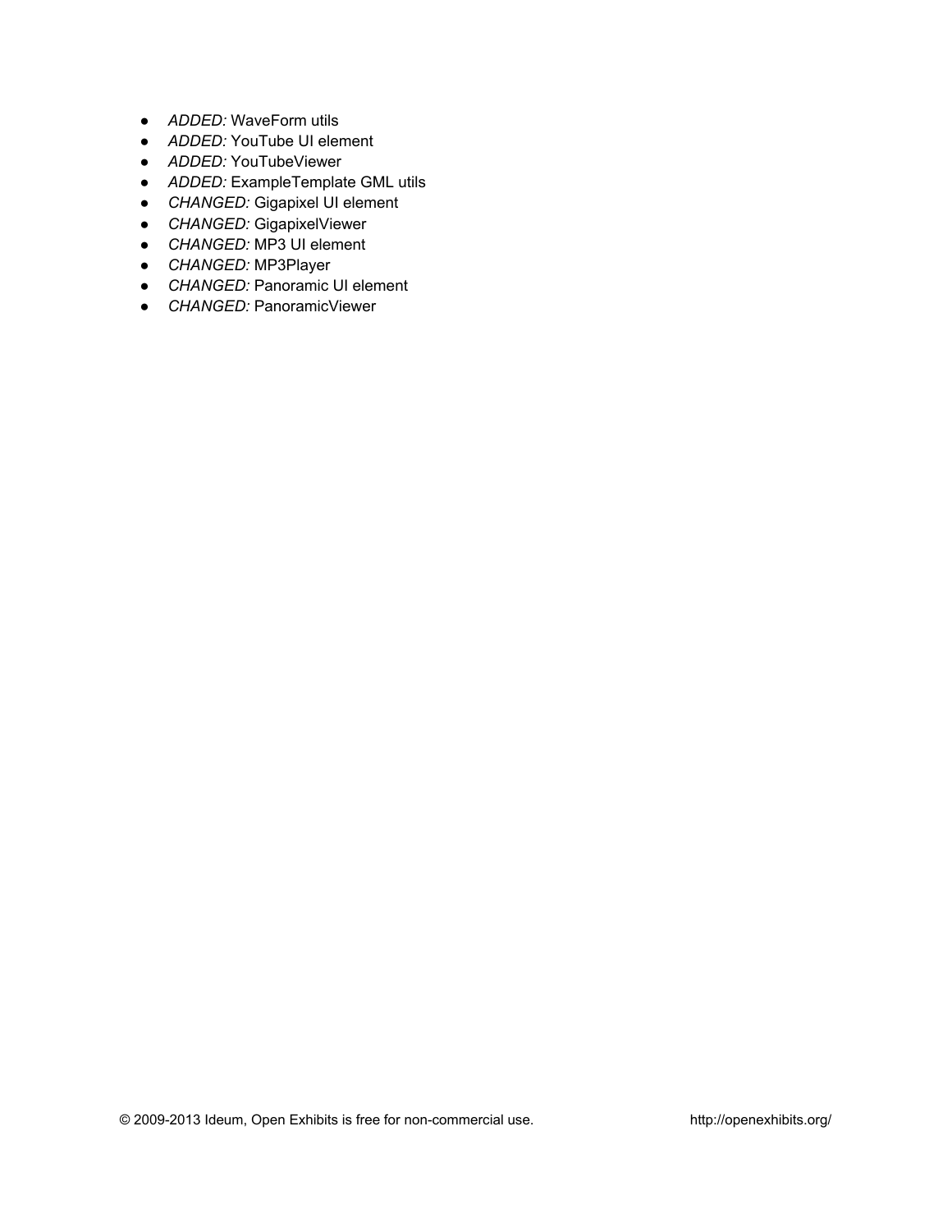- *ADDED:* WaveForm utils
- *ADDED:* YouTube UI element
- *ADDED:* YouTubeViewer
- *ADDED:* ExampleTemplate GML utils
- *CHANGED:* Gigapixel UI element
- *CHANGED:* GigapixelViewer
- *CHANGED:* MP3 UI element
- *CHANGED:* MP3Player
- *CHANGED:* Panoramic UI element
- *CHANGED:* PanoramicViewer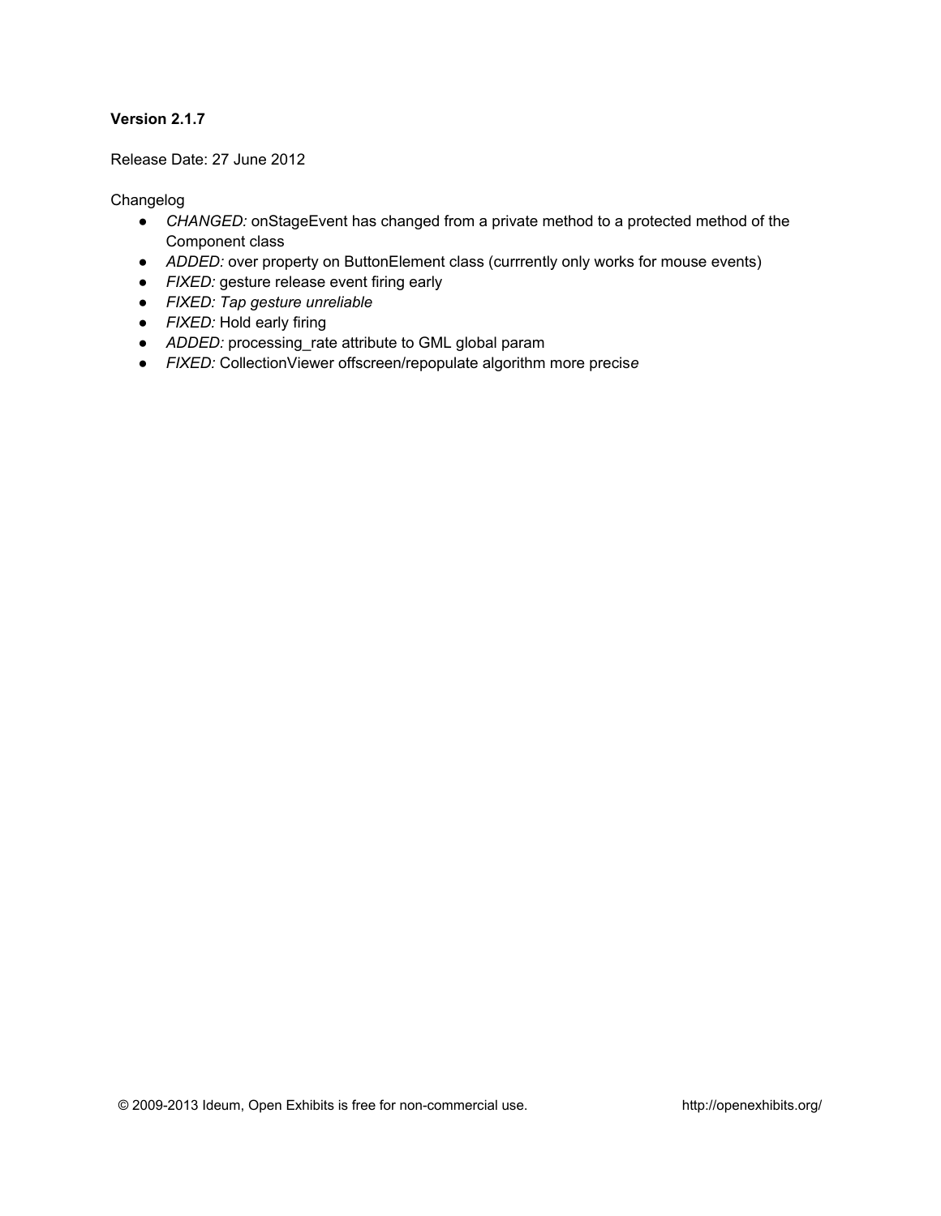**Version 2.1.7**

Release Date: 27 June 2012

Changelog

- *CHANGED:* onStageEvent has changed from a private method to a protected method of the Component class
- *ADDED:* over property on ButtonElement class (currrently only works for mouse events)
- *FIXED:* gesture release event firing early
- *FIXED: Tap gesture unreliable*
- *FIXED:* Hold early firing
- *ADDED:* processing_rate attribute to GML global param
- *FIXED:* CollectionViewer offscreen/repopulate algorithm more precise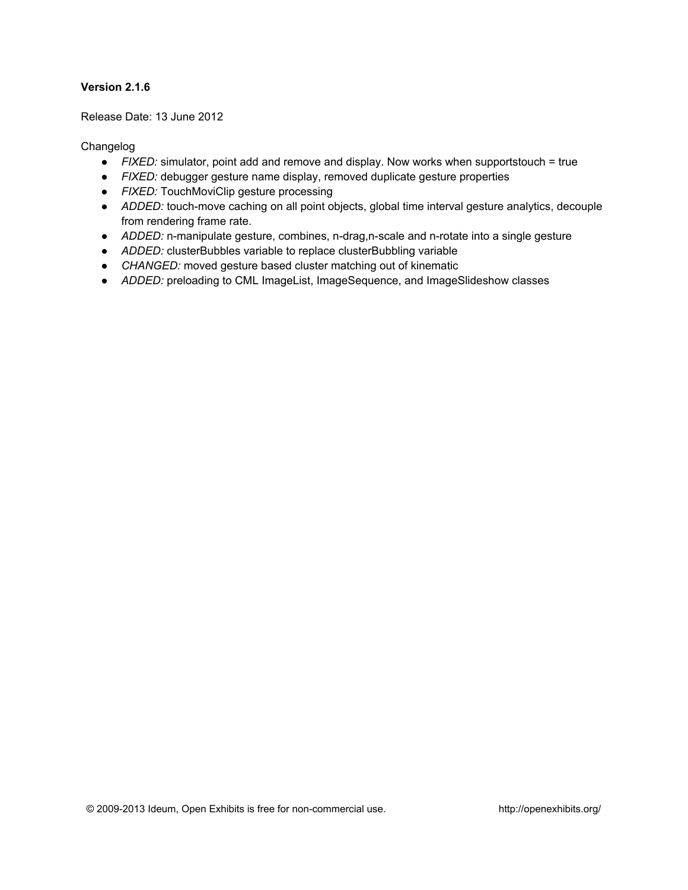**Version 2.1.6**

Release Date: 13 June 2012

Changelog

- *FIXED:* simulator, point add and remove and display. Now works when supportstouch = true
- *FIXED:* debugger gesture name display, removed duplicate gesture properties
- *FIXED:* TouchMoviClip gesture processing
- *ADDED:* touch-move caching on all point objects, global time interval gesture analytics, decouple from rendering frame rate.
- *ADDED:* n-manipulate gesture, combines, n-drag,n-scale and n-rotate into a single gesture
- *ADDED:* clusterBubbles variable to replace clusterBubbling variable
- *CHANGED:* moved gesture based cluster matching out of kinematic
- *ADDED:* preloading to CML ImageList, ImageSequence, and ImageSlideshow classes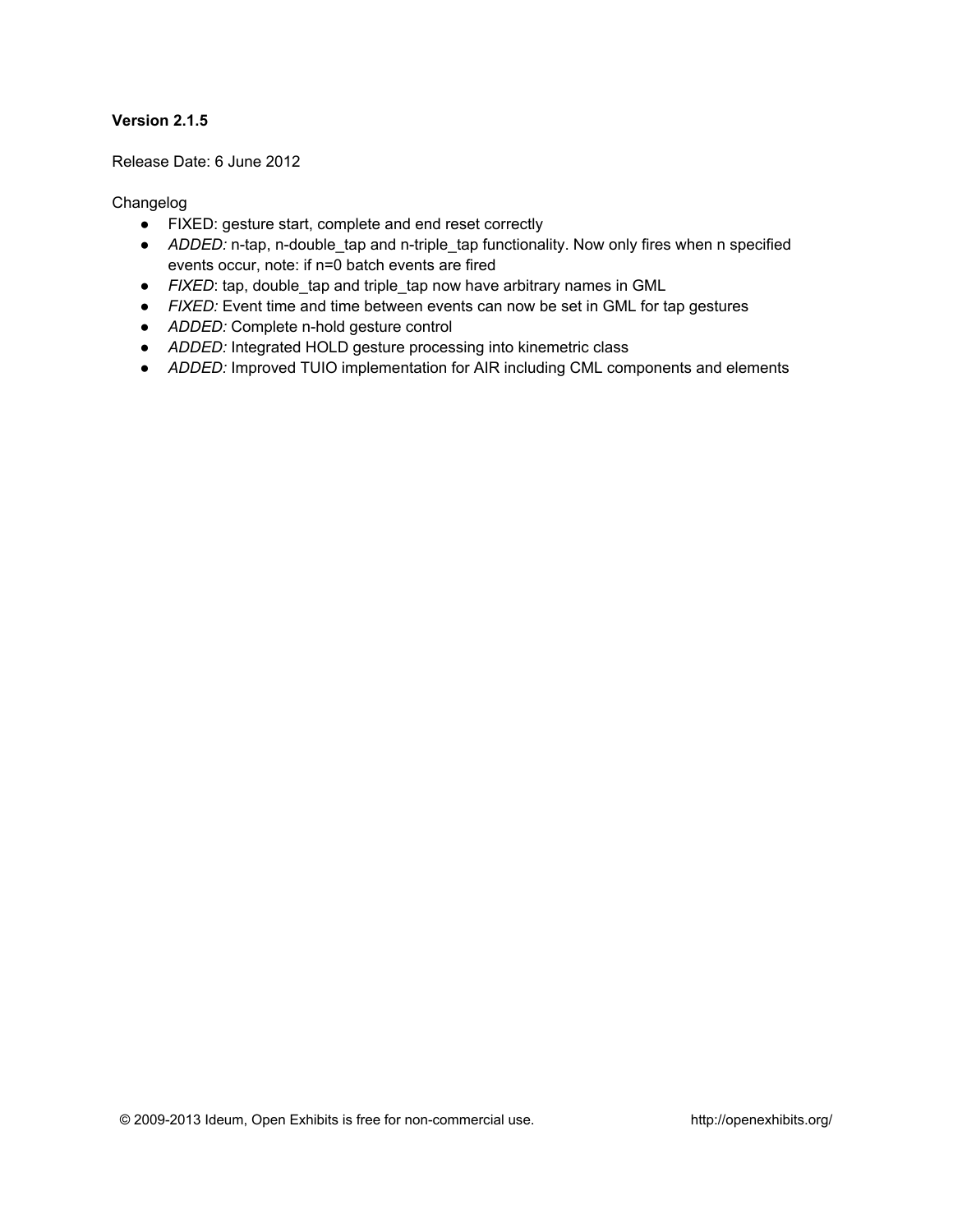**Version 2.1.5**

Release Date: 6 June 2012

Changelog

- FIXED: gesture start, complete and end reset correctly
- *ADDED:* n-tap, n-double_tap and n-triple_tap functionality. Now only fires when n specified events occur, note: if n=0 batch events are fired
- *FIXED*: tap, double_tap and triple_tap now have arbitrary names in GML
- *FIXED:* Event time and time between events can now be set in GML for tap gestures
- *ADDED:* Complete n-hold gesture control
- *ADDED:* Integrated HOLD gesture processing into kinemetric class
- *ADDED:* Improved TUIO implementation for AIR including CML components and elements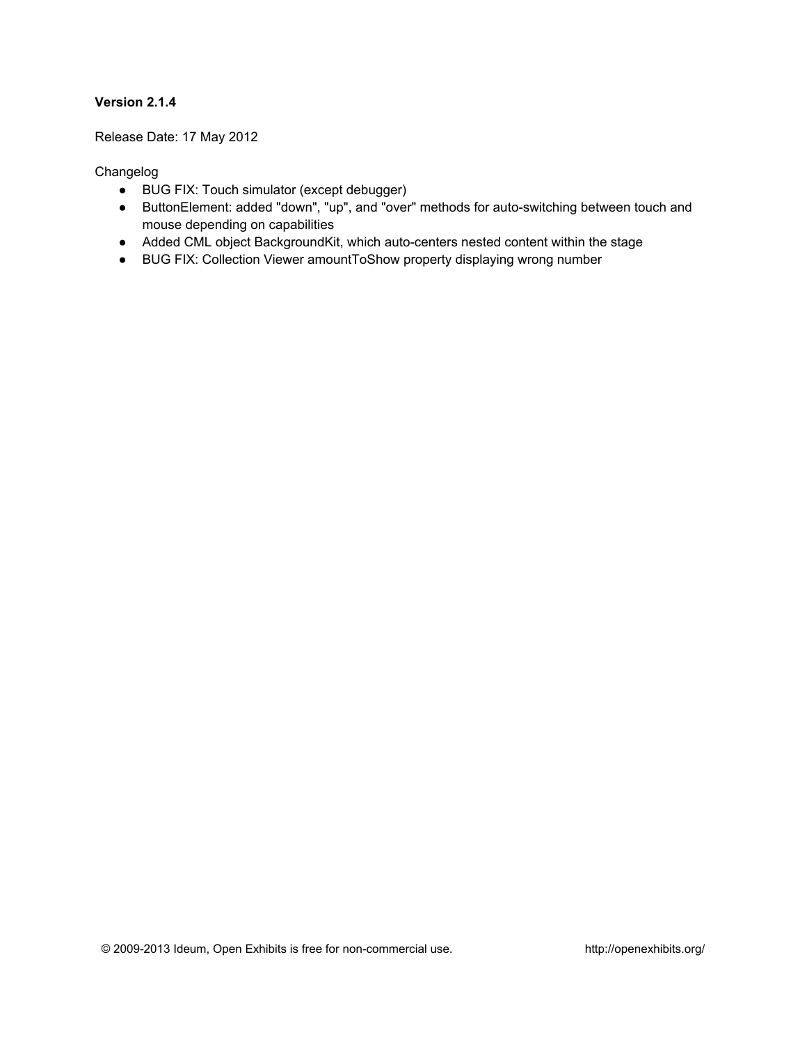**Version 2.1.4**

Release Date: 17 May 2012

Changelog

- BUG FIX: Touch simulator (except debugger)
- ButtonElement: added "down", "up", and "over" methods for auto-switching between touch and mouse depending on capabilities
- Added CML object BackgroundKit, which auto-centers nested content within the stage
- BUG FIX: Collection Viewer amountToShow property displaying wrong number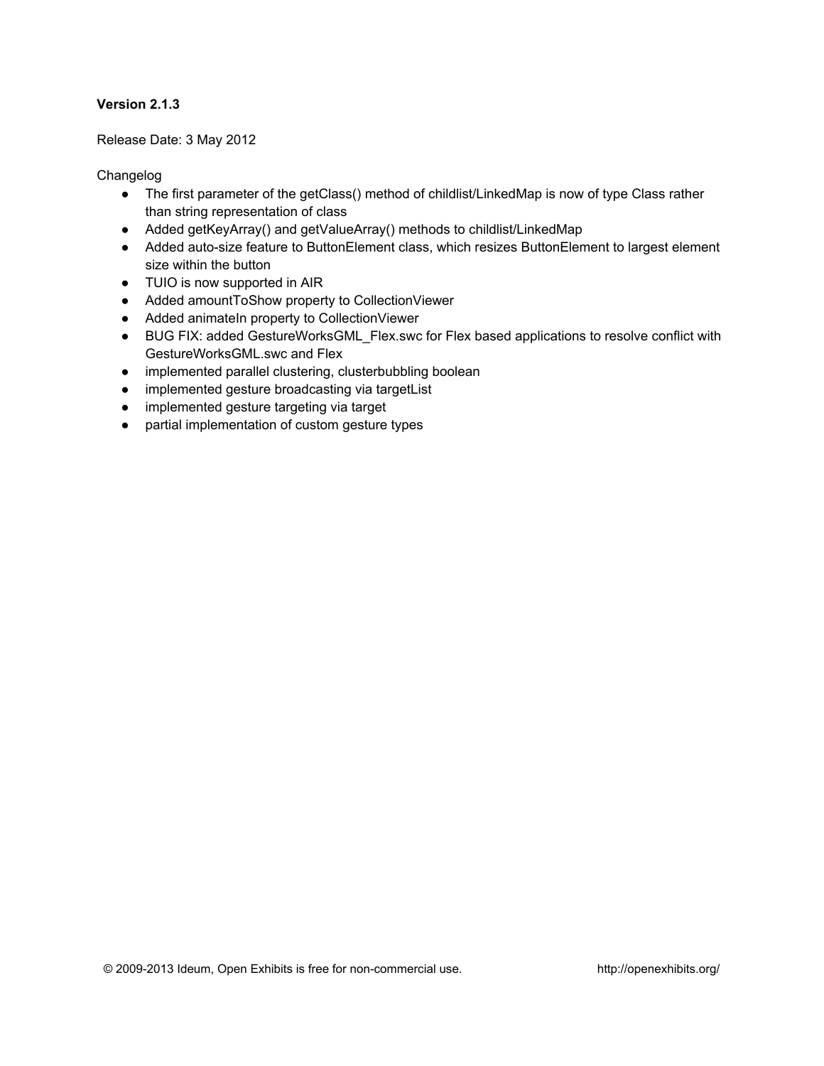**Version 2.1.3**

Release Date: 3 May 2012

Changelog

- The first parameter of the getClass() method of childlist/LinkedMap is now of type Class rather than string representation of class
- Added getKeyArray() and getValueArray() methods to childlist/LinkedMap
- Added auto-size feature to ButtonElement class, which resizes ButtonElement to largest element size within the button
- TUIO is now supported in AIR
- Added amountToShow property to CollectionViewer
- Added animateIn property to CollectionViewer
- BUG FIX: added GestureWorksGML_Flex.swc for Flex based applications to resolve conflict with GestureWorksGML.swc and Flex
- implemented parallel clustering, clusterbubbling boolean
- implemented gesture broadcasting via targetList
- implemented gesture targeting via target
- partial implementation of custom gesture types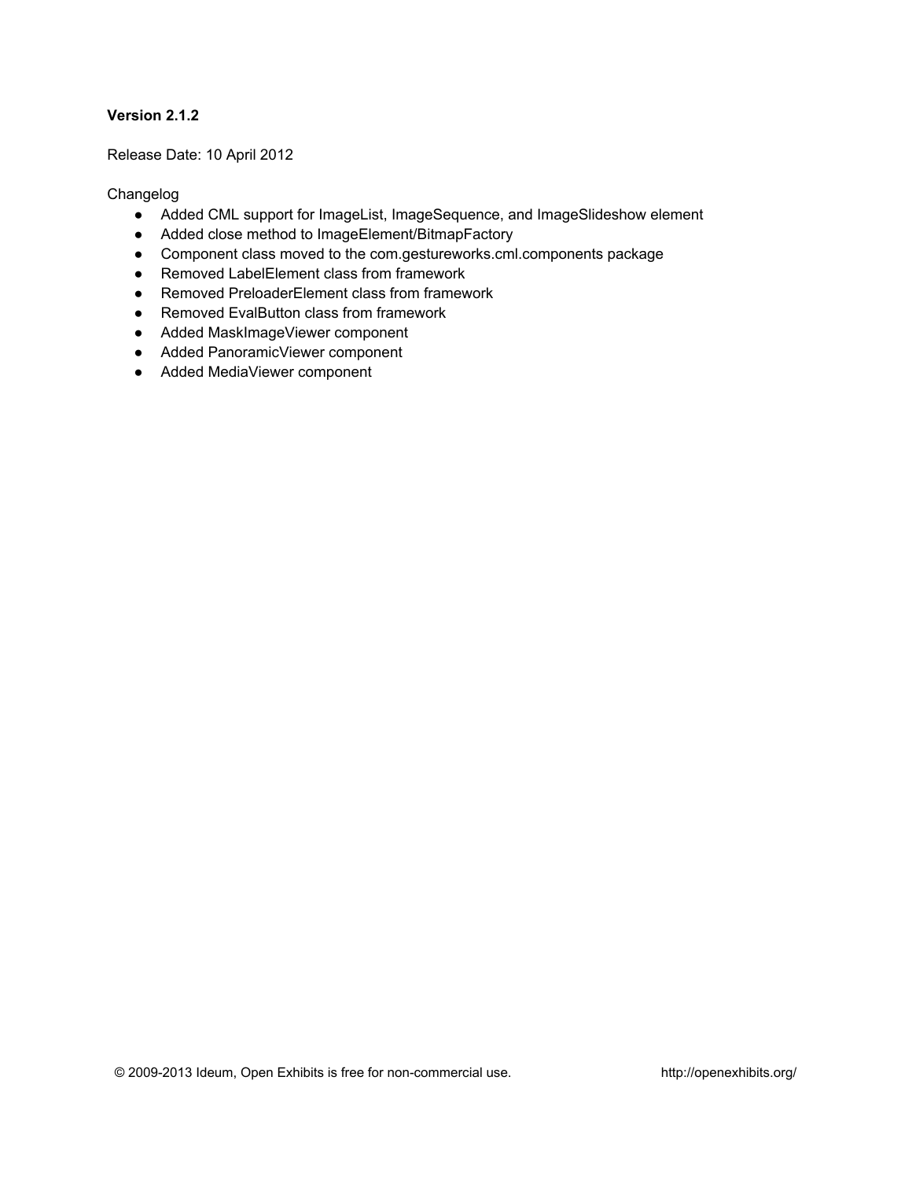**Version 2.1.2**

Release Date: 10 April 2012

Changelog

- Added CML support for ImageList, ImageSequence, and ImageSlideshow element
- Added close method to ImageElement/BitmapFactory
- Component class moved to the com.gestureworks.cml.components package
- Removed LabelElement class from framework
- Removed PreloaderElement class from framework
- Removed EvalButton class from framework
- Added MaskImageViewer component
- Added PanoramicViewer component
- Added MediaViewer component